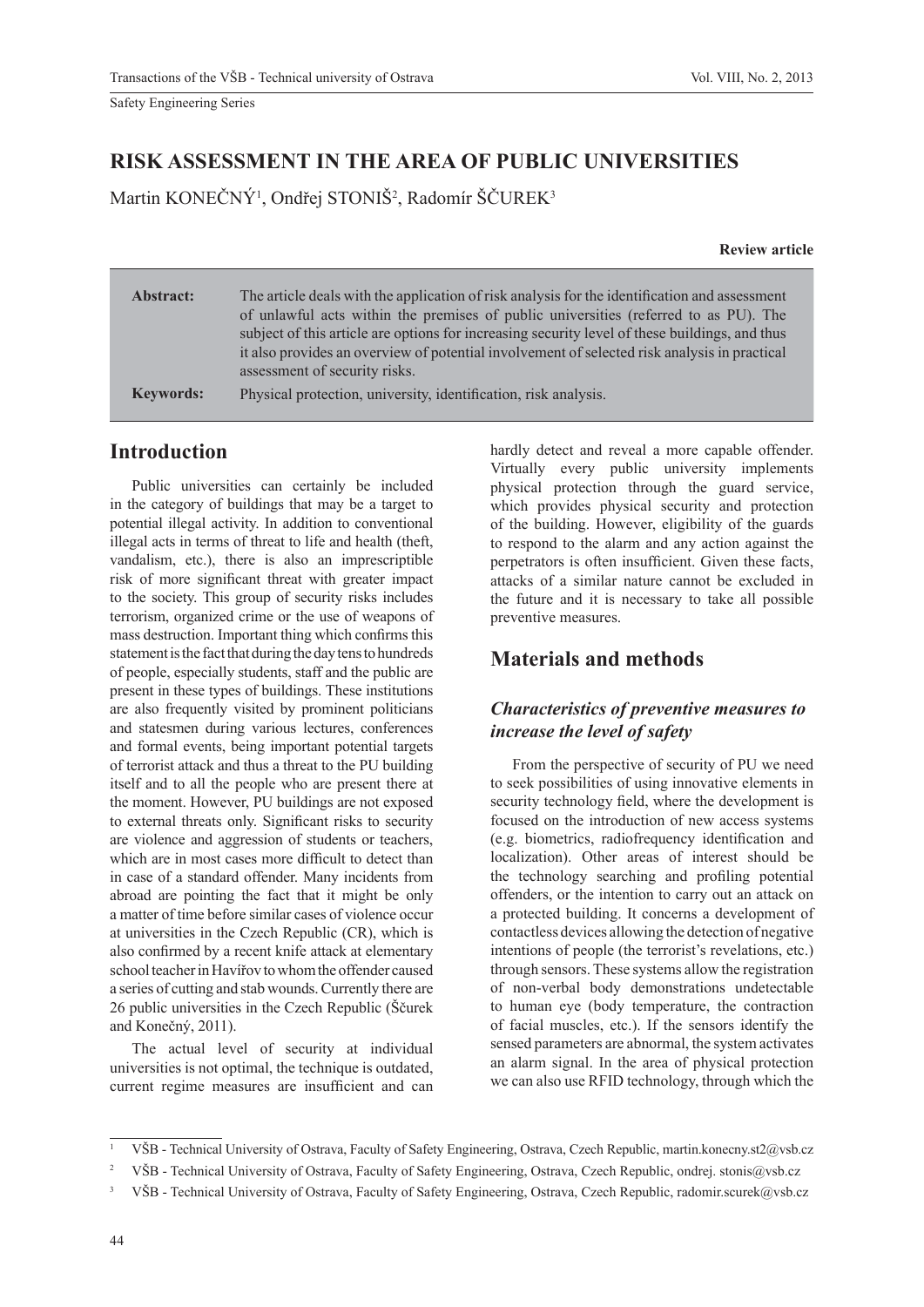Safety Engineering Series

# RISK ASSESSMENT IN THE AREA OF PUBLIC UNIVERSITIES

Martin KONEČNÝ[1], Ondřej STONIŠ[2], Radomír ŠČUREK[3]

**Review article**

**Abstract:** The article deals with the application of risk analysis for the identification and assessment of unlawful acts within the premises of public universities (referred to as PU). The subject of this article are options for increasing security level of these buildings, and thus it also provides an overview of potential involvement of selected risk analysis in practical assessment of security risks.

**Keywords:** Physical protection, university, identification, risk analysis.

## Introduction

Public universities can certainly be included in the category of buildings that may be a target to potential illegal activity. In addition to conventional illegal acts in terms of threat to life and health (theft, vandalism, etc.), there is also an imprescriptible risk of more significant threat with greater impact to the society. This group of security risks includes terrorism, organized crime or the use of weapons of mass destruction. Important thing which confirms this statement is the fact that during the day tens to hundreds of people, especially students, staff and the public are present in these types of buildings. These institutions are also frequently visited by prominent politicians and statesmen during various lectures, conferences and formal events, being important potential targets of terrorist attack and thus a threat to the PU building itself and to all the people who are present there at the moment. However, PU buildings are not exposed to external threats only. Significant risks to security are violence and aggression of students or teachers, which are in most cases more difficult to detect than in case of a standard offender. Many incidents from abroad are pointing the fact that it might be only a matter of time before similar cases of violence occur at universities in the Czech Republic (CR), which is also confirmed by a recent knife attack at elementary school teacher in Havířov to whom the offender caused a series of cutting and stab wounds. Currently there are 26 public universities in the Czech Republic (Ščurek and Konečný, 2011).

The actual level of security at individual universities is not optimal, the technique is outdated, current regime measures are insufficient and can hardly detect and reveal a more capable offender. Virtually every public university implements physical protection through the guard service, which provides physical security and protection of the building. However, eligibility of the guards to respond to the alarm and any action against the perpetrators is often insufficient. Given these facts, attacks of a similar nature cannot be excluded in the future and it is necessary to take all possible preventive measures.

## Materials and methods

### *Characteristics of preventive measures to increase the level of safety*

From the perspective of security of PU we need to seek possibilities of using innovative elements in security technology field, where the development is focused on the introduction of new access systems (e.g. biometrics, radiofrequency identification and localization). Other areas of interest should be the technology searching and profiling potential offenders, or the intention to carry out an attack on a protected building. It concerns a development of contactless devices allowing the detection of negative intentions of people (the terrorist's revelations, etc.) through sensors. These systems allow the registration of non-verbal body demonstrations undetectable to human eye (body temperature, the contraction of facial muscles, etc.). If the sensors identify the sensed parameters are abnormal, the system activates an alarm signal. In the area of physical protection we can also use RFID technology, through which the

---

[1] VŠB - Technical University of Ostrava, Faculty of Safety Engineering, Ostrava, Czech Republic, martin.konecny.st2@vsb.cz

[2] VŠB - Technical University of Ostrava, Faculty of Safety Engineering, Ostrava, Czech Republic, ondrej. stonis@vsb.cz

[3] VŠB - Technical University of Ostrava, Faculty of Safety Engineering, Ostrava, Czech Republic, radomir.scurek@vsb.cz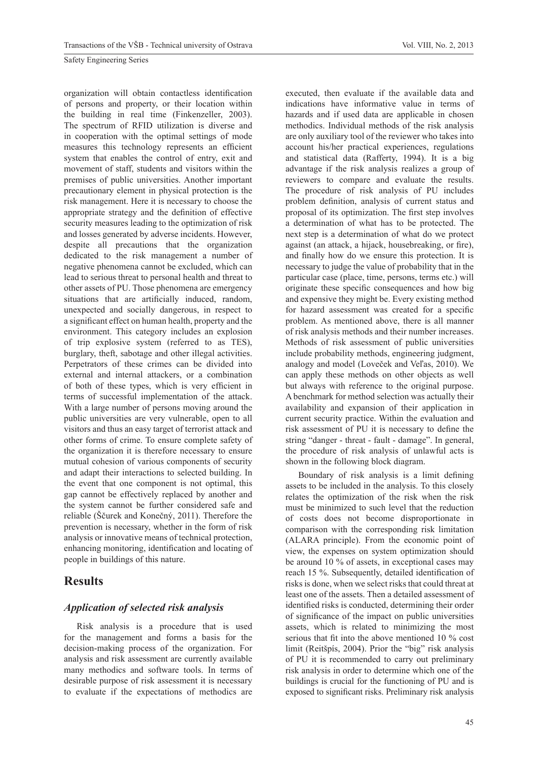organization will obtain contactless identification of persons and property, or their location within the building in real time (Finkenzeller, 2003). The spectrum of RFID utilization is diverse and in cooperation with the optimal settings of mode measures this technology represents an efficient system that enables the control of entry, exit and movement of staff, students and visitors within the premises of public universities. Another important precautionary element in physical protection is the risk management. Here it is necessary to choose the appropriate strategy and the definition of effective security measures leading to the optimization of risk and losses generated by adverse incidents. However, despite all precautions that the organization dedicated to the risk management a number of negative phenomena cannot be excluded, which can lead to serious threat to personal health and threat to other assets of PU. Those phenomena are emergency situations that are artificially induced, random, unexpected and socially dangerous, in respect to a significant effect on human health, property and the environment. This category includes an explosion of trip explosive system (referred to as TES), burglary, theft, sabotage and other illegal activities. Perpetrators of these crimes can be divided into external and internal attackers, or a combination of both of these types, which is very efficient in terms of successful implementation of the attack. With a large number of persons moving around the public universities are very vulnerable, open to all visitors and thus an easy target of terrorist attack and other forms of crime. To ensure complete safety of the organization it is therefore necessary to ensure mutual cohesion of various components of security and adapt their interactions to selected building. In the event that one component is not optimal, this gap cannot be effectively replaced by another and the system cannot be further considered safe and reliable (Ščurek and Konečný, 2011). Therefore the prevention is necessary, whether in the form of risk analysis or innovative means of technical protection, enhancing monitoring, identification and locating of people in buildings of this nature.

## Results

### *Application of selected risk analysis*

Risk analysis is a procedure that is used for the management and forms a basis for the decision-making process of the organization. For analysis and risk assessment are currently available many methodics and software tools. In terms of desirable purpose of risk assessment it is necessary to evaluate if the expectations of methodics are executed, then evaluate if the available data and indications have informative value in terms of hazards and if used data are applicable in chosen methodics. Individual methods of the risk analysis are only auxiliary tool of the reviewer who takes into account his/her practical experiences, regulations and statistical data (Rafferty, 1994). It is a big advantage if the risk analysis realizes a group of reviewers to compare and evaluate the results. The procedure of risk analysis of PU includes problem definition, analysis of current status and proposal of its optimization. The first step involves a determination of what has to be protected. The next step is a determination of what do we protect against (an attack, a hijack, housebreaking, or fire), and finally how do we ensure this protection. It is necessary to judge the value of probability that in the particular case (place, time, persons, terms etc.) will originate these specific consequences and how big and expensive they might be. Every existing method for hazard assessment was created for a specific problem. As mentioned above, there is all manner of risk analysis methods and their number increases. Methods of risk assessment of public universities include probability methods, engineering judgment, analogy and model (Loveček and Veľas, 2010). We can apply these methods on other objects as well but always with reference to the original purpose. A benchmark for method selection was actually their availability and expansion of their application in current security practice. Within the evaluation and risk assessment of PU it is necessary to define the string "danger - threat - fault - damage". In general, the procedure of risk analysis of unlawful acts is shown in the following block diagram.

Boundary of risk analysis is a limit defining assets to be included in the analysis. To this closely relates the optimization of the risk when the risk must be minimized to such level that the reduction of costs does not become disproportionate in comparison with the corresponding risk limitation (ALARA principle). From the economic point of view, the expenses on system optimization should be around 10 % of assets, in exceptional cases may reach 15 %. Subsequently, detailed identification of risks is done, when we select risks that could threat at least one of the assets. Then a detailed assessment of identified risks is conducted, determining their order of significance of the impact on public universities assets, which is related to minimizing the most serious that fit into the above mentioned 10 % cost limit (Reitšpís, 2004). Prior the "big" risk analysis of PU it is recommended to carry out preliminary risk analysis in order to determine which one of the buildings is crucial for the functioning of PU and is exposed to significant risks. Preliminary risk analysis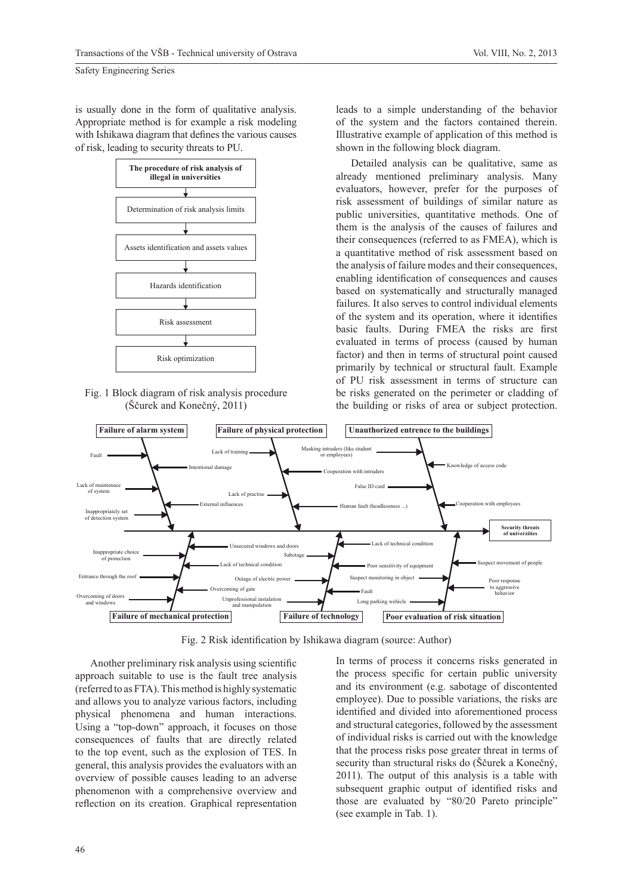is usually done in the form of qualitative analysis. Appropriate method is for example a risk modeling with Ishikawa diagram that defines the various causes of risk, leading to security threats to PU.

**The procedure of risk analysis of illegal in universities**

↓

Determination of risk analysis limits

↓

Assets identification and assets values

↓

Hazards identification

↓

Risk assessment

↓

Risk optimization

Fig. 1 Block diagram of risk analysis procedure (Ščurek and Konečný, 2011)

leads to a simple understanding of the behavior of the system and the factors contained therein. Illustrative example of application of this method is shown in the following block diagram.

Detailed analysis can be qualitative, same as already mentioned preliminary analysis. Many evaluators, however, prefer for the purposes of risk assessment of buildings of similar nature as public universities, quantitative methods. One of them is the analysis of the causes of failures and their consequences (referred to as FMEA), which is a quantitative method of risk assessment based on the analysis of failure modes and their consequences, enabling identification of consequences and causes based on systematically and structurally managed failures. It also serves to control individual elements of the system and its operation, where it identifies basic faults. During FMEA the risks are first evaluated in terms of process (caused by human factor) and then in terms of structural point caused primarily by technical or structural fault. Example of PU risk assessment in terms of structure can be risks generated on the perimeter or cladding of the building or risks of area or subject protection.

**Security threats of univerzities**

- **Failure of alarm system**: Fault; Intentional damage; Lack of maintenace of system; External influences; Inappropriately set of detection system
- **Failure of physical protection**: Lack of training; Cooperation with intruders; Lack of practise; Human fault (headlessness ...)
- **Unauthorized entrence to the buildings**: Masking intruders (like student or employees); Knowledge of access code; False ID card; Cooperation with employees
- **Failure of mechanical protection**: Inappropriate choice of protection; Unsecured windows and doors; Lack of technical condition; Entrance through the roof; Overcoming of gate; Overcoming of doors and windows
- **Failure of technology**: Sabotage; Outage of electric power; Lack of technical condition; Poor sensitivity of equipment; Fault; Unprofessional instalation and manipulation
- **Poor evaluation of risk situation**: Suspect movement of people; Suspect monitoring in object; Poor response to aggressive behavior; Long parking wehicle

Fig. 2 Risk identification by Ishikawa diagram (source: Author)

Another preliminary risk analysis using scientific approach suitable to use is the fault tree analysis (referred to as FTA). This method is highly systematic and allows you to analyze various factors, including physical phenomena and human interactions. Using a "top-down" approach, it focuses on those consequences of faults that are directly related to the top event, such as the explosion of TES. In general, this analysis provides the evaluators with an overview of possible causes leading to an adverse phenomenon with a comprehensive overview and reflection on its creation. Graphical representation

In terms of process it concerns risks generated in the process specific for certain public university and its environment (e.g. sabotage of discontented employee). Due to possible variations, the risks are identified and divided into aforementioned process and structural categories, followed by the assessment of individual risks is carried out with the knowledge that the process risks pose greater threat in terms of security than structural risks do (Ščurek a Konečný, 2011). The output of this analysis is a table with subsequent graphic output of identified risks and those are evaluated by "80/20 Pareto principle" (see example in Tab. 1).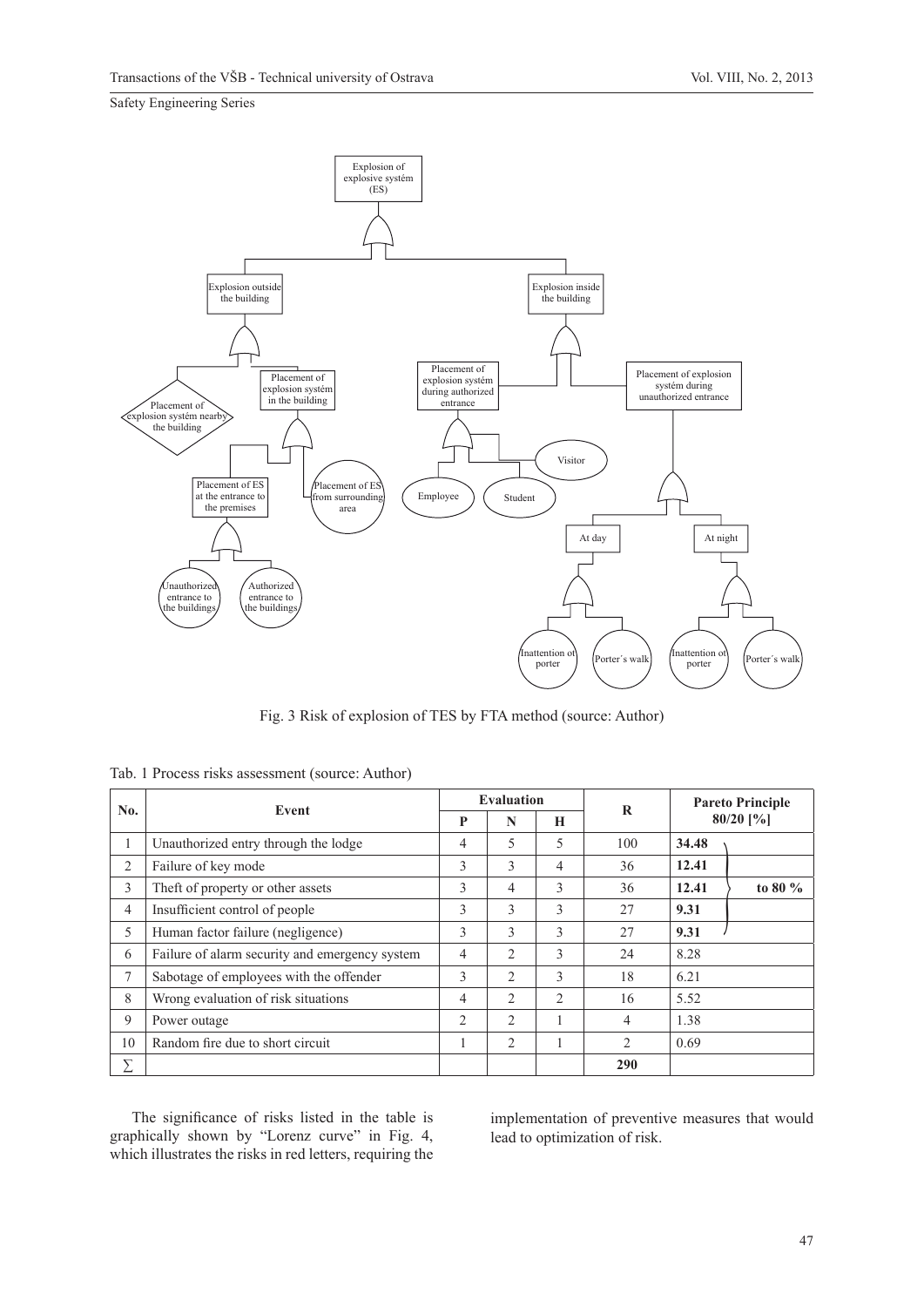Fig. 3 Risk of explosion of TES by FTA method (source: Author)

Tab. 1 Process risks assessment (source: Author)

| No. | Event | Evaluation | | | R | Pareto Principle 80/20 [%] | |
|---|---|---|---|---|---|---|---|
| | | P | N | H | | | |
| 1 | Unauthorized entry through the lodge | 4 | 5 | 5 | 100 | **34.48** | to 80 % |
| 2 | Failure of key mode | 3 | 3 | 4 | 36 | **12.41** | |
| 3 | Theft of property or other assets | 3 | 4 | 3 | 36 | **12.41** | |
| 4 | Insufficient control of people | 3 | 3 | 3 | 27 | **9.31** | |
| 5 | Human factor failure (negligence) | 3 | 3 | 3 | 27 | **9.31** | |
| 6 | Failure of alarm security and emergency system | 4 | 2 | 3 | 24 | 8.28 | |
| 7 | Sabotage of employees with the offender | 3 | 2 | 3 | 18 | 6.21 | |
| 8 | Wrong evaluation of risk situations | 4 | 2 | 2 | 16 | 5.52 | |
| 9 | Power outage | 2 | 2 | 1 | 4 | 1.38 | |
| 10 | Random fire due to short circuit | 1 | 2 | 1 | 2 | 0.69 | |
| ∑ | | | | | **290** | | |

The significance of risks listed in the table is graphically shown by "Lorenz curve" in Fig. 4, which illustrates the risks in red letters, requiring the implementation of preventive measures that would lead to optimization of risk.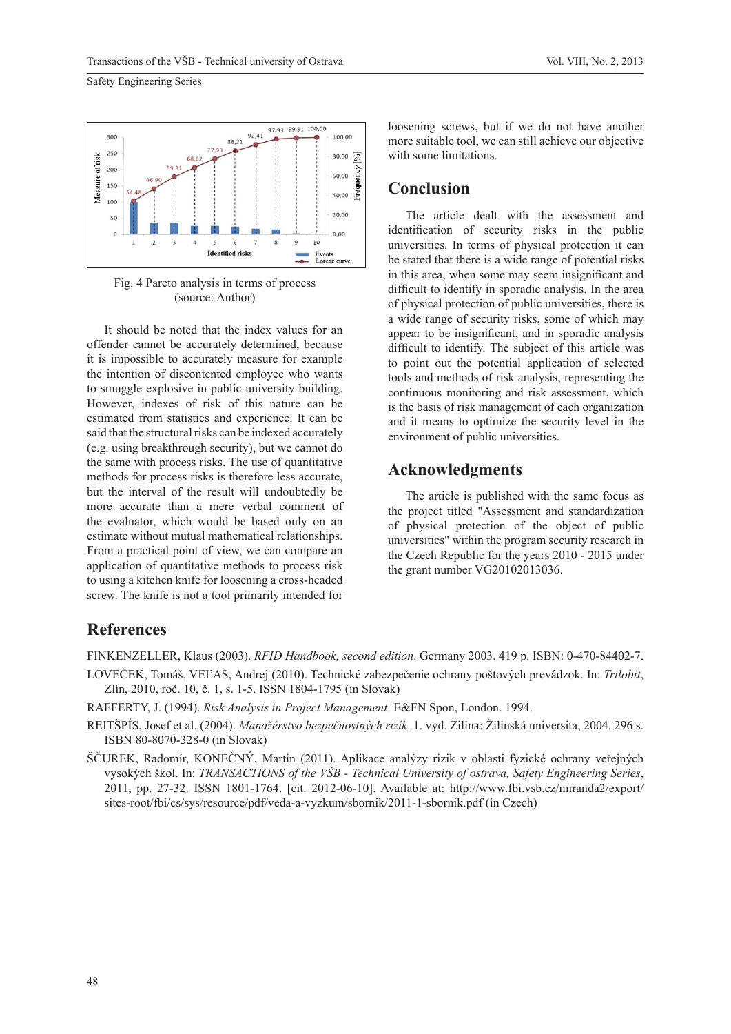300
250
200
150
100
50
0

Measure of risk

34,48
46,90
59,31
68,62
77,93
86,21
92,41
97,93
99,31
100,00

100,00
80,00
60,00
40,00
20,00
0,00

Frequency [%]

1 2 3 4 5 6 7 8 9 10

Identified risks

Events
Lorenz curve

Fig. 4 Pareto analysis in terms of process (source: Author)

It should be noted that the index values for an offender cannot be accurately determined, because it is impossible to accurately measure for example the intention of discontented employee who wants to smuggle explosive in public university building. However, indexes of risk of this nature can be estimated from statistics and experience. It can be said that the structural risks can be indexed accurately (e.g. using breakthrough security), but we cannot do the same with process risks. The use of quantitative methods for process risks is therefore less accurate, but the interval of the result will undoubtedly be more accurate than a mere verbal comment of the evaluator, which would be based only on an estimate without mutual mathematical relationships. From a practical point of view, we can compare an application of quantitative methods to process risk to using a kitchen knife for loosening a cross-headed screw. The knife is not a tool primarily intended for loosening screws, but if we do not have another more suitable tool, we can still achieve our objective with some limitations.

## Conclusion

The article dealt with the assessment and identification of security risks in the public universities. In terms of physical protection it can be stated that there is a wide range of potential risks in this area, when some may seem insignificant and difficult to identify in sporadic analysis. In the area of physical protection of public universities, there is a wide range of security risks, some of which may appear to be insignificant, and in sporadic analysis difficult to identify. The subject of this article was to point out the potential application of selected tools and methods of risk analysis, representing the continuous monitoring and risk assessment, which is the basis of risk management of each organization and it means to optimize the security level in the environment of public universities.

## Acknowledgments

The article is published with the same focus as the project titled "Assessment and standardization of physical protection of the object of public universities" within the program security research in the Czech Republic for the years 2010 - 2015 under the grant number VG20102013036.

## References

FINKENZELLER, Klaus (2003). *RFID Handbook, second edition*. Germany 2003. 419 p. ISBN: 0-470-84402-7.

LOVEČEK, Tomáš, VEĽAS, Andrej (2010). Technické zabezpečenie ochrany poštových prevádzok. In: *Trilobit*, Zlín, 2010, roč. 10, č. 1, s. 1-5. ISSN 1804-1795 (in Slovak)

RAFFERTY, J. (1994). *Risk Analysis in Project Management*. E&FN Spon, London. 1994.

REITŠPÍS, Josef et al. (2004). *Manažérstvo bezpečnostných rizík*. 1. vyd. Žilina: Žilinská universita, 2004. 296 s. ISBN 80-8070-328-0 (in Slovak)

ŠČUREK, Radomír, KONEČNÝ, Martin (2011). Aplikace analýzy rizik v oblasti fyzické ochrany veřejných vysokých škol. In: *TRANSACTIONS of the VŠB - Technical University of ostrava, Safety Engineering Series*, 2011, pp. 27-32. ISSN 1801-1764. [cit. 2012-06-10]. Available at: http://www.fbi.vsb.cz/miranda2/export/sites-root/fbi/cs/sys/resource/pdf/veda-a-vyzkum/sbornik/2011-1-sbornik.pdf (in Czech)